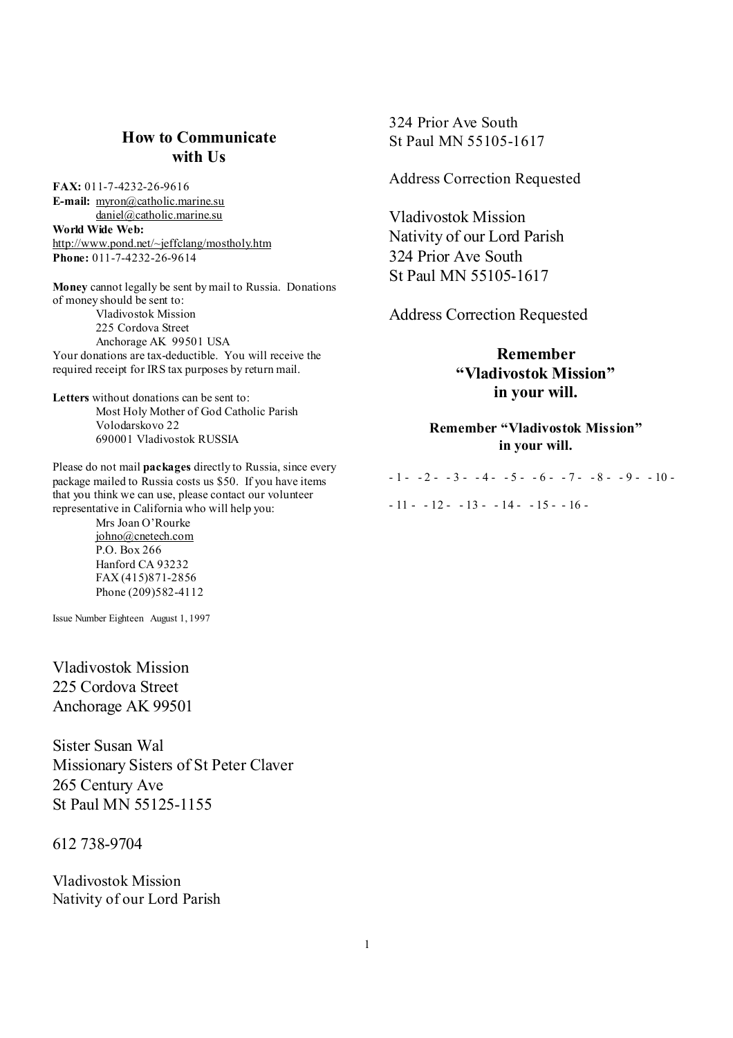## How to Communicate with Us

**FAX:** 011-7-4232-26-9616
**E-mail:** myron@catholic.marine.su
daniel@catholic.marine.su
**World Wide Web:**
http://www.pond.net/~jeffclang/mostholy.htm
**Phone:** 011-7-4232-26-9614

**Money** cannot legally be sent by mail to Russia. Donations of money should be sent to:

Vladivostok Mission
225 Cordova Street
Anchorage AK 99501 USA

Your donations are tax-deductible. You will receive the required receipt for IRS tax purposes by return mail.

**Letters** without donations can be sent to:

Most Holy Mother of God Catholic Parish
Volodarskovo 22
690001 Vladivostok RUSSIA

Please do not mail **packages** directly to Russia, since every package mailed to Russia costs us $50. If you have items that you think we can use, please contact our volunteer representative in California who will help you:

Mrs Joan O'Rourke
johno@cnetech.com
P.O. Box 266
Hanford CA 93232
FAX (415)871-2856
Phone (209)582-4112

Issue Number Eighteen August 1, 1997

Vladivostok Mission
225 Cordova Street
Anchorage AK 99501

Sister Susan Wal
Missionary Sisters of St Peter Claver
265 Century Ave
St Paul MN 55125-1155

612 738-9704

Vladivostok Mission
Nativity of our Lord Parish
324 Prior Ave South
St Paul MN 55105-1617

Address Correction Requested

Vladivostok Mission
Nativity of our Lord Parish
324 Prior Ave South
St Paul MN 55105-1617

Address Correction Requested

**Remember "Vladivostok Mission" in your will.**

**Remember "Vladivostok Mission" in your will.**

- 1 - - 2 - - 3 - - 4 - - 5 - - 6 - - 7 - - 8 - - 9 - - 10 -

- 11 - - 12 - - 13 - - 14 - - 15 - - 16 -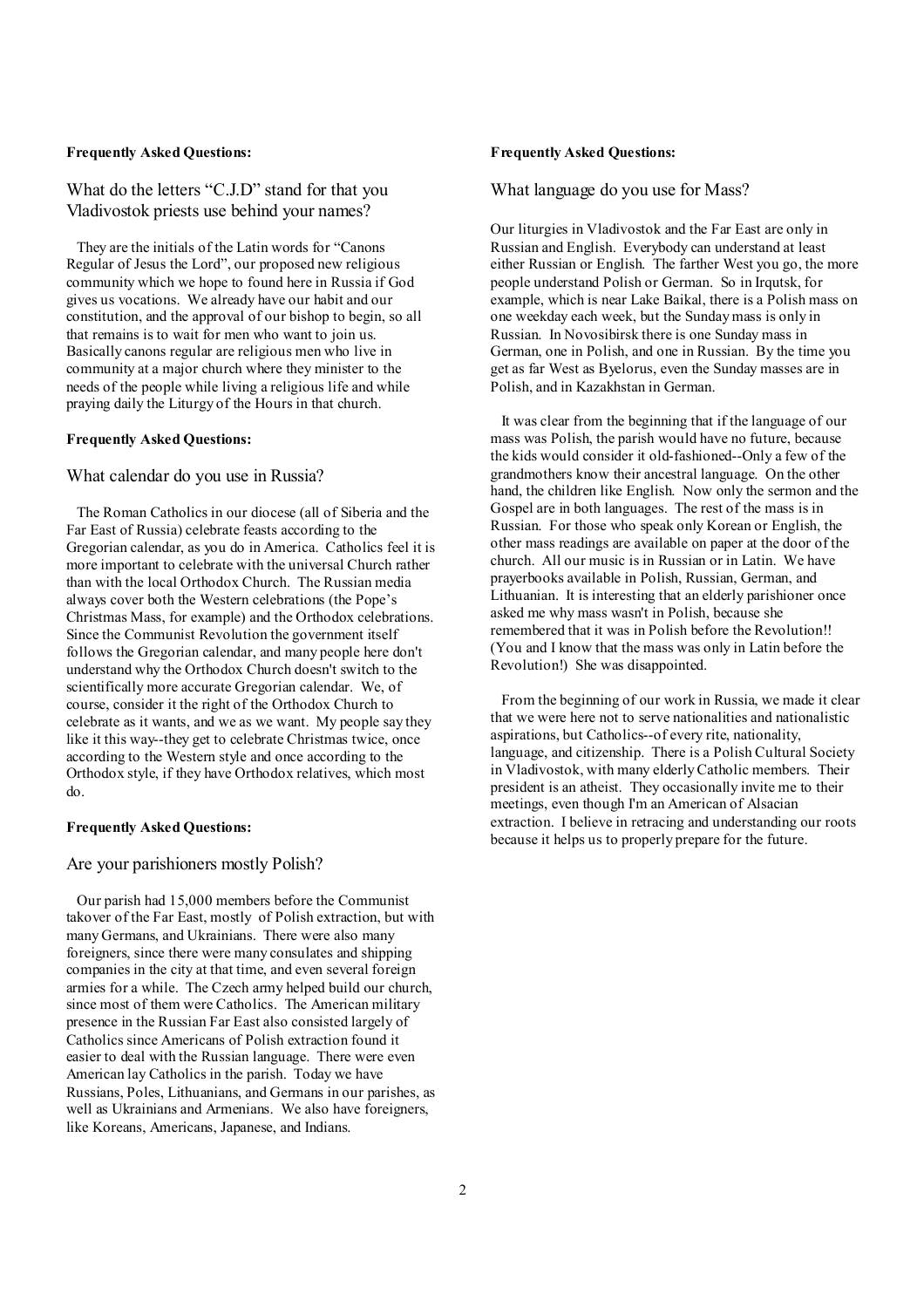**Frequently Asked Questions:**

## What do the letters "C.J.D" stand for that you Vladivostok priests use behind your names?

They are the initials of the Latin words for "Canons Regular of Jesus the Lord", our proposed new religious community which we hope to found here in Russia if God gives us vocations. We already have our habit and our constitution, and the approval of our bishop to begin, so all that remains is to wait for men who want to join us. Basically canons regular are religious men who live in community at a major church where they minister to the needs of the people while living a religious life and while praying daily the Liturgy of the Hours in that church.

**Frequently Asked Questions:**

## What calendar do you use in Russia?

The Roman Catholics in our diocese (all of Siberia and the Far East of Russia) celebrate feasts according to the Gregorian calendar, as you do in America. Catholics feel it is more important to celebrate with the universal Church rather than with the local Orthodox Church. The Russian media always cover both the Western celebrations (the Pope's Christmas Mass, for example) and the Orthodox celebrations. Since the Communist Revolution the government itself follows the Gregorian calendar, and many people here don't understand why the Orthodox Church doesn't switch to the scientifically more accurate Gregorian calendar. We, of course, consider it the right of the Orthodox Church to celebrate as it wants, and we as we want. My people say they like it this way--they get to celebrate Christmas twice, once according to the Western style and once according to the Orthodox style, if they have Orthodox relatives, which most do.

**Frequently Asked Questions:**

## Are your parishioners mostly Polish?

Our parish had 15,000 members before the Communist takover of the Far East, mostly of Polish extraction, but with many Germans, and Ukrainians. There were also many foreigners, since there were many consulates and shipping companies in the city at that time, and even several foreign armies for a while. The Czech army helped build our church, since most of them were Catholics. The American military presence in the Russian Far East also consisted largely of Catholics since Americans of Polish extraction found it easier to deal with the Russian language. There were even American lay Catholics in the parish. Today we have Russians, Poles, Lithuanians, and Germans in our parishes, as well as Ukrainians and Armenians. We also have foreigners, like Koreans, Americans, Japanese, and Indians.

**Frequently Asked Questions:**

## What language do you use for Mass?

Our liturgies in Vladivostok and the Far East are only in Russian and English. Everybody can understand at least either Russian or English. The farther West you go, the more people understand Polish or German. So in Irqutsk, for example, which is near Lake Baikal, there is a Polish mass on one weekday each week, but the Sunday mass is only in Russian. In Novosibirsk there is one Sunday mass in German, one in Polish, and one in Russian. By the time you get as far West as Byelorus, even the Sunday masses are in Polish, and in Kazakhstan in German.

It was clear from the beginning that if the language of our mass was Polish, the parish would have no future, because the kids would consider it old-fashioned--Only a few of the grandmothers know their ancestral language. On the other hand, the children like English. Now only the sermon and the Gospel are in both languages. The rest of the mass is in Russian. For those who speak only Korean or English, the other mass readings are available on paper at the door of the church. All our music is in Russian or in Latin. We have prayerbooks available in Polish, Russian, German, and Lithuanian. It is interesting that an elderly parishioner once asked me why mass wasn't in Polish, because she remembered that it was in Polish before the Revolution!! (You and I know that the mass was only in Latin before the Revolution!) She was disappointed.

From the beginning of our work in Russia, we made it clear that we were here not to serve nationalities and nationalistic aspirations, but Catholics--of every rite, nationality, language, and citizenship. There is a Polish Cultural Society in Vladivostok, with many elderly Catholic members. Their president is an atheist. They occasionally invite me to their meetings, even though I'm an American of Alsacian extraction. I believe in retracing and understanding our roots because it helps us to properly prepare for the future.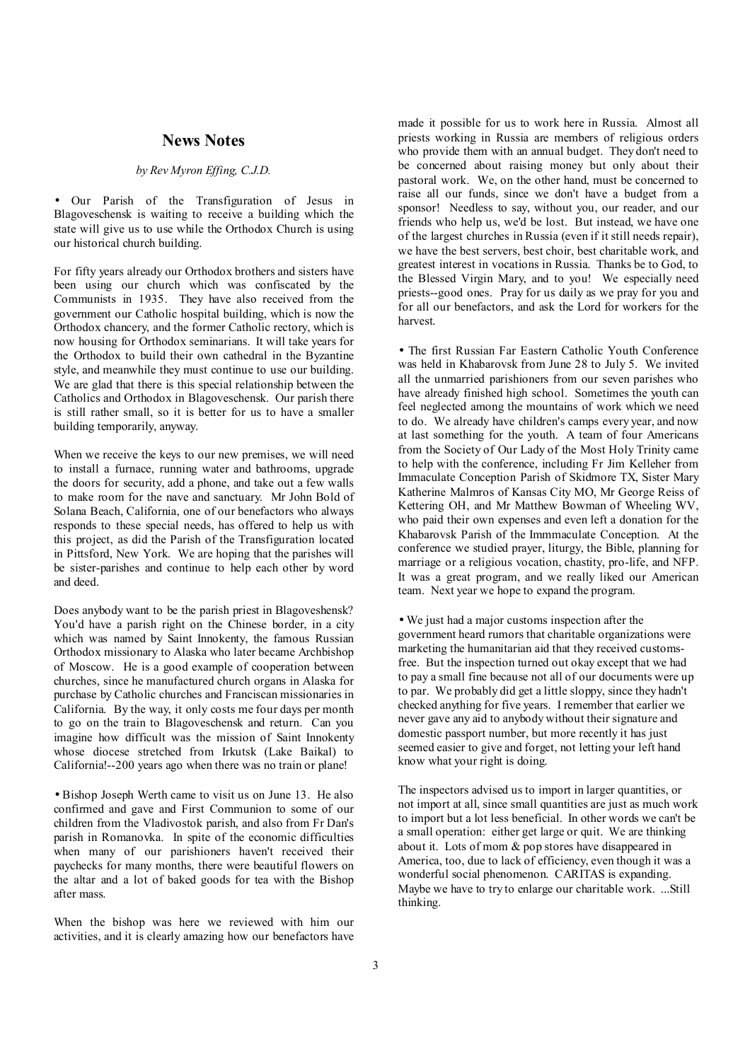## News Notes

*by Rev Myron Effing, C.J.D.*

• Our Parish of the Transfiguration of Jesus in Blagoveschensk is waiting to receive a building which the state will give us to use while the Orthodox Church is using our historical church building.

For fifty years already our Orthodox brothers and sisters have been using our church which was confiscated by the Communists in 1935. They have also received from the government our Catholic hospital building, which is now the Orthodox chancery, and the former Catholic rectory, which is now housing for Orthodox seminarians. It will take years for the Orthodox to build their own cathedral in the Byzantine style, and meanwhile they must continue to use our building. We are glad that there is this special relationship between the Catholics and Orthodox in Blagoveschensk. Our parish there is still rather small, so it is better for us to have a smaller building temporarily, anyway.

When we receive the keys to our new premises, we will need to install a furnace, running water and bathrooms, upgrade the doors for security, add a phone, and take out a few walls to make room for the nave and sanctuary. Mr John Bold of Solana Beach, California, one of our benefactors who always responds to these special needs, has offered to help us with this project, as did the Parish of the Transfiguration located in Pittsford, New York. We are hoping that the parishes will be sister-parishes and continue to help each other by word and deed.

Does anybody want to be the parish priest in Blagoveshensk? You'd have a parish right on the Chinese border, in a city which was named by Saint Innokenty, the famous Russian Orthodox missionary to Alaska who later became Archbishop of Moscow. He is a good example of cooperation between churches, since he manufactured church organs in Alaska for purchase by Catholic churches and Franciscan missionaries in California. By the way, it only costs me four days per month to go on the train to Blagoveschensk and return. Can you imagine how difficult was the mission of Saint Innokenty whose diocese stretched from Irkutsk (Lake Baikal) to California!--200 years ago when there was no train or plane!

• Bishop Joseph Werth came to visit us on June 13. He also confirmed and gave and First Communion to some of our children from the Vladivostok parish, and also from Fr Dan's parish in Romanovka. In spite of the economic difficulties when many of our parishioners haven't received their paychecks for many months, there were beautiful flowers on the altar and a lot of baked goods for tea with the Bishop after mass.

When the bishop was here we reviewed with him our activities, and it is clearly amazing how our benefactors have made it possible for us to work here in Russia. Almost all priests working in Russia are members of religious orders who provide them with an annual budget. They don't need to be concerned about raising money but only about their pastoral work. We, on the other hand, must be concerned to raise all our funds, since we don't have a budget from a sponsor! Needless to say, without you, our reader, and our friends who help us, we'd be lost. But instead, we have one of the largest churches in Russia (even if it still needs repair), we have the best servers, best choir, best charitable work, and greatest interest in vocations in Russia. Thanks be to God, to the Blessed Virgin Mary, and to you! We especially need priests--good ones. Pray for us daily as we pray for you and for all our benefactors, and ask the Lord for workers for the harvest.

• The first Russian Far Eastern Catholic Youth Conference was held in Khabarovsk from June 28 to July 5. We invited all the unmarried parishioners from our seven parishes who have already finished high school. Sometimes the youth can feel neglected among the mountains of work which we need to do. We already have children's camps every year, and now at last something for the youth. A team of four Americans from the Society of Our Lady of the Most Holy Trinity came to help with the conference, including Fr Jim Kelleher from Immaculate Conception Parish of Skidmore TX, Sister Mary Katherine Malmros of Kansas City MO, Mr George Reiss of Kettering OH, and Mr Matthew Bowman of Wheeling WV, who paid their own expenses and even left a donation for the Khabarovsk Parish of the Immmaculate Conception. At the conference we studied prayer, liturgy, the Bible, planning for marriage or a religious vocation, chastity, pro-life, and NFP. It was a great program, and we really liked our American team. Next year we hope to expand the program.

• We just had a major customs inspection after the government heard rumors that charitable organizations were marketing the humanitarian aid that they received customs-free. But the inspection turned out okay except that we had to pay a small fine because not all of our documents were up to par. We probably did get a little sloppy, since they hadn't checked anything for five years. I remember that earlier we never gave any aid to anybody without their signature and domestic passport number, but more recently it has just seemed easier to give and forget, not letting your left hand know what your right is doing.

The inspectors advised us to import in larger quantities, or not import at all, since small quantities are just as much work to import but a lot less beneficial. In other words we can't be a small operation: either get large or quit. We are thinking about it. Lots of mom & pop stores have disappeared in America, too, due to lack of efficiency, even though it was a wonderful social phenomenon. CARITAS is expanding. Maybe we have to try to enlarge our charitable work. ...Still thinking.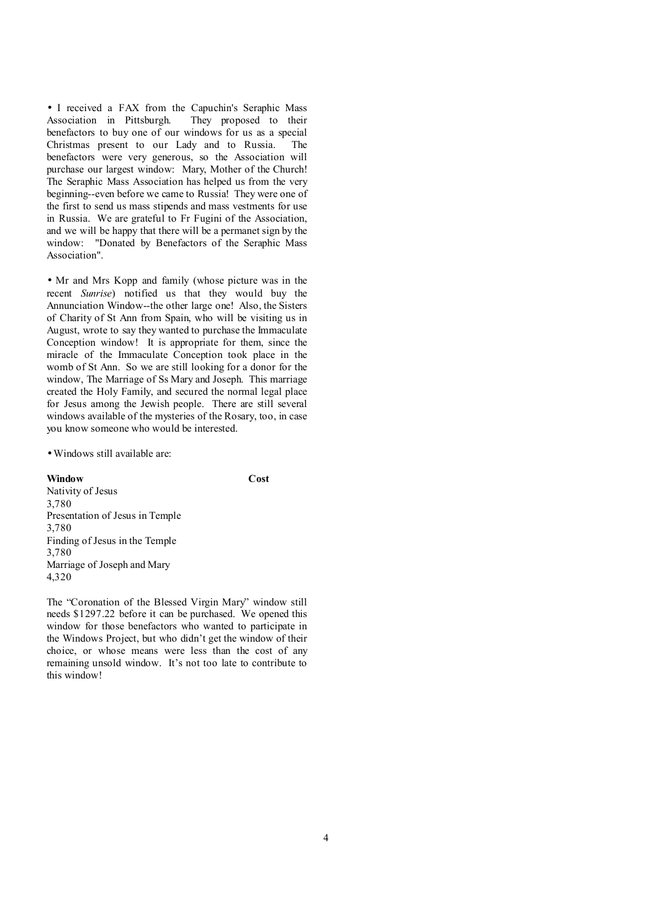• I received a FAX from the Capuchin's Seraphic Mass Association in Pittsburgh. They proposed to their benefactors to buy one of our windows for us as a special Christmas present to our Lady and to Russia. The benefactors were very generous, so the Association will purchase our largest window: Mary, Mother of the Church! The Seraphic Mass Association has helped us from the very beginning--even before we came to Russia! They were one of the first to send us mass stipends and mass vestments for use in Russia. We are grateful to Fr Fugini of the Association, and we will be happy that there will be a permanet sign by the window: "Donated by Benefactors of the Seraphic Mass Association".

• Mr and Mrs Kopp and family (whose picture was in the recent *Sunrise*) notified us that they would buy the Annunciation Window--the other large one! Also, the Sisters of Charity of St Ann from Spain, who will be visiting us in August, wrote to say they wanted to purchase the Immaculate Conception window! It is appropriate for them, since the miracle of the Immaculate Conception took place in the womb of St Ann. So we are still looking for a donor for the window, The Marriage of Ss Mary and Joseph. This marriage created the Holy Family, and secured the normal legal place for Jesus among the Jewish people. There are still several windows available of the mysteries of the Rosary, too, in case you know someone who would be interested.

• Windows still available are:

| **Window** | **Cost** |
| --- | --- |
| Nativity of Jesus | 3,780 |
| Presentation of Jesus in Temple | 3,780 |
| Finding of Jesus in the Temple | 3,780 |
| Marriage of Joseph and Mary | 4,320 |

The "Coronation of the Blessed Virgin Mary" window still needs $1297.22 before it can be purchased. We opened this window for those benefactors who wanted to participate in the Windows Project, but who didn't get the window of their choice, or whose means were less than the cost of any remaining unsold window. It's not too late to contribute to this window!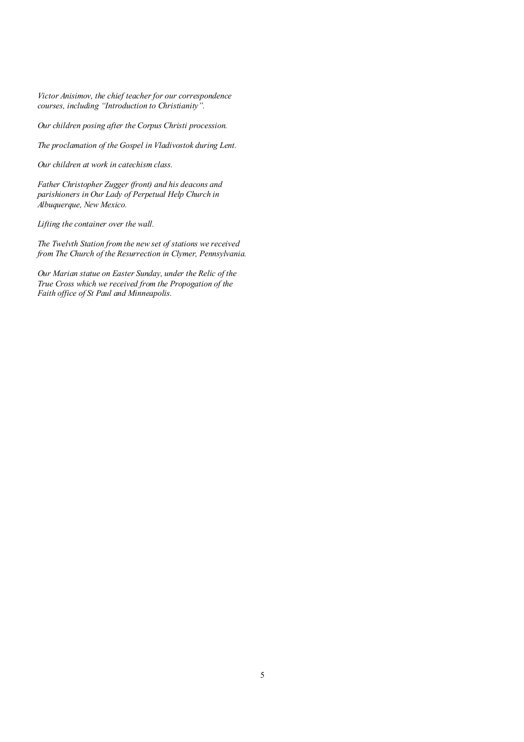*Victor Anisimov, the chief teacher for our correspondence courses, including "Introduction to Christianity".*

*Our children posing after the Corpus Christi procession.*

*The proclamation of the Gospel in Vladivostok during Lent.*

*Our children at work in catechism class.*

*Father Christopher Zugger (front) and his deacons and parishioners in Our Lady of Perpetual Help Church in Albuquerque, New Mexico.*

*Lifting the container over the wall.*

*The Twelvth Station from the new set of stations we received from The Church of the Resurrection in Clymer, Pennsylvania.*

*Our Marian statue on Easter Sunday, under the Relic of the True Cross which we received from the Propogation of the Faith office of St Paul and Minneapolis.*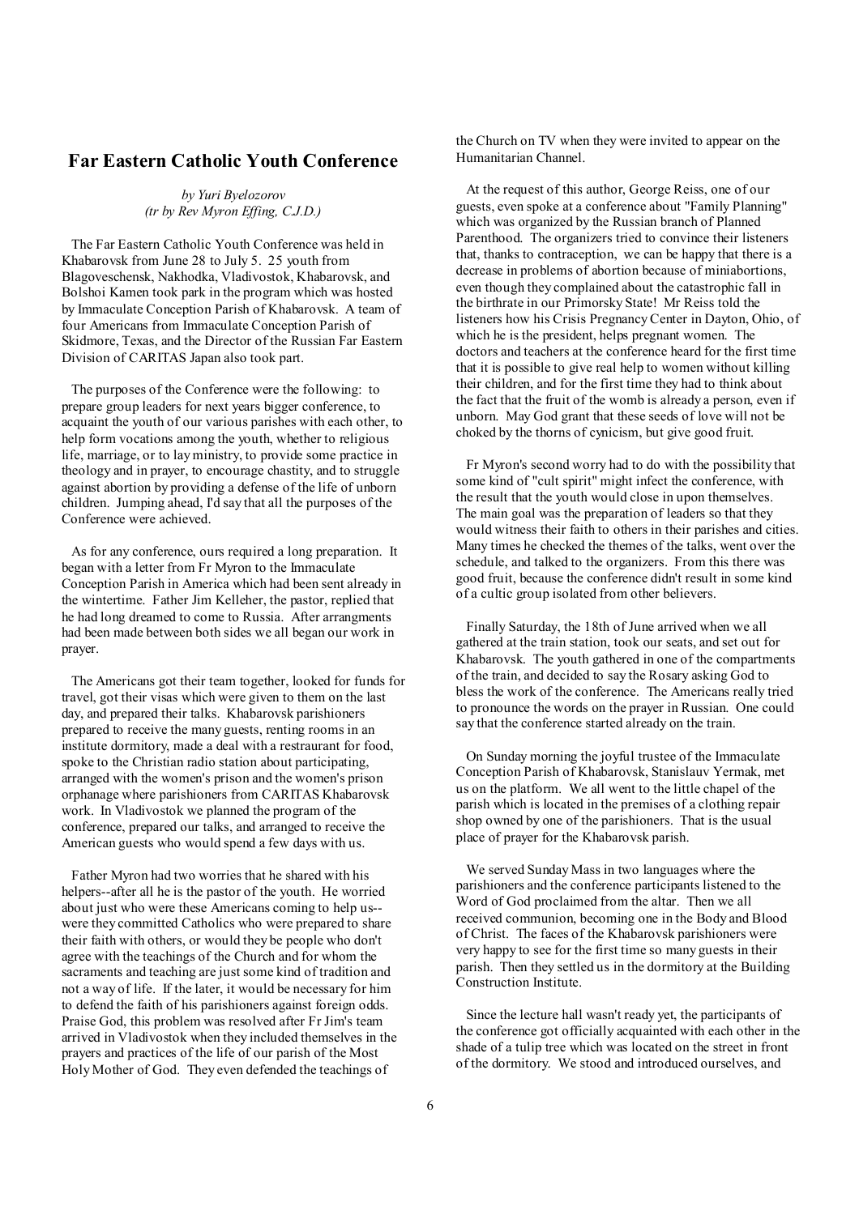## Far Eastern Catholic Youth Conference

*by Yuri Byelozorov*
*(tr by Rev Myron Effing, C.J.D.)*

The Far Eastern Catholic Youth Conference was held in Khabarovsk from June 28 to July 5. 25 youth from Blagoveschensk, Nakhodka, Vladivostok, Khabarovsk, and Bolshoi Kamen took park in the program which was hosted by Immaculate Conception Parish of Khabarovsk. A team of four Americans from Immaculate Conception Parish of Skidmore, Texas, and the Director of the Russian Far Eastern Division of CARITAS Japan also took part.

The purposes of the Conference were the following: to prepare group leaders for next years bigger conference, to acquaint the youth of our various parishes with each other, to help form vocations among the youth, whether to religious life, marriage, or to lay ministry, to provide some practice in theology and in prayer, to encourage chastity, and to struggle against abortion by providing a defense of the life of unborn children. Jumping ahead, I'd say that all the purposes of the Conference were achieved.

As for any conference, ours required a long preparation. It began with a letter from Fr Myron to the Immaculate Conception Parish in America which had been sent already in the wintertime. Father Jim Kelleher, the pastor, replied that he had long dreamed to come to Russia. After arrangments had been made between both sides we all began our work in prayer.

The Americans got their team together, looked for funds for travel, got their visas which were given to them on the last day, and prepared their talks. Khabarovsk parishioners prepared to receive the many guests, renting rooms in an institute dormitory, made a deal with a restraurant for food, spoke to the Christian radio station about participating, arranged with the women's prison and the women's prison orphanage where parishioners from CARITAS Khabarovsk work. In Vladivostok we planned the program of the conference, prepared our talks, and arranged to receive the American guests who would spend a few days with us.

Father Myron had two worries that he shared with his helpers--after all he is the pastor of the youth. He worried about just who were these Americans coming to help us--were they committed Catholics who were prepared to share their faith with others, or would they be people who don't agree with the teachings of the Church and for whom the sacraments and teaching are just some kind of tradition and not a way of life. If the later, it would be necessary for him to defend the faith of his parishioners against foreign odds. Praise God, this problem was resolved after Fr Jim's team arrived in Vladivostok when they included themselves in the prayers and practices of the life of our parish of the Most Holy Mother of God. They even defended the teachings of the Church on TV when they were invited to appear on the Humanitarian Channel.

At the request of this author, George Reiss, one of our guests, even spoke at a conference about "Family Planning" which was organized by the Russian branch of Planned Parenthood. The organizers tried to convince their listeners that, thanks to contraception, we can be happy that there is a decrease in problems of abortion because of miniabortions, even though they complained about the catastrophic fall in the birthrate in our Primorsky State! Mr Reiss told the listeners how his Crisis Pregnancy Center in Dayton, Ohio, of which he is the president, helps pregnant women. The doctors and teachers at the conference heard for the first time that it is possible to give real help to women without killing their children, and for the first time they had to think about the fact that the fruit of the womb is already a person, even if unborn. May God grant that these seeds of love will not be choked by the thorns of cynicism, but give good fruit.

Fr Myron's second worry had to do with the possibility that some kind of "cult spirit" might infect the conference, with the result that the youth would close in upon themselves. The main goal was the preparation of leaders so that they would witness their faith to others in their parishes and cities. Many times he checked the themes of the talks, went over the schedule, and talked to the organizers. From this there was good fruit, because the conference didn't result in some kind of a cultic group isolated from other believers.

Finally Saturday, the 18th of June arrived when we all gathered at the train station, took our seats, and set out for Khabarovsk. The youth gathered in one of the compartments of the train, and decided to say the Rosary asking God to bless the work of the conference. The Americans really tried to pronounce the words on the prayer in Russian. One could say that the conference started already on the train.

On Sunday morning the joyful trustee of the Immaculate Conception Parish of Khabarovsk, Stanislauv Yermak, met us on the platform. We all went to the little chapel of the parish which is located in the premises of a clothing repair shop owned by one of the parishioners. That is the usual place of prayer for the Khabarovsk parish.

We served Sunday Mass in two languages where the parishioners and the conference participants listened to the Word of God proclaimed from the altar. Then we all received communion, becoming one in the Body and Blood of Christ. The faces of the Khabarovsk parishioners were very happy to see for the first time so many guests in their parish. Then they settled us in the dormitory at the Building Construction Institute.

Since the lecture hall wasn't ready yet, the participants of the conference got officially acquainted with each other in the shade of a tulip tree which was located on the street in front of the dormitory. We stood and introduced ourselves, and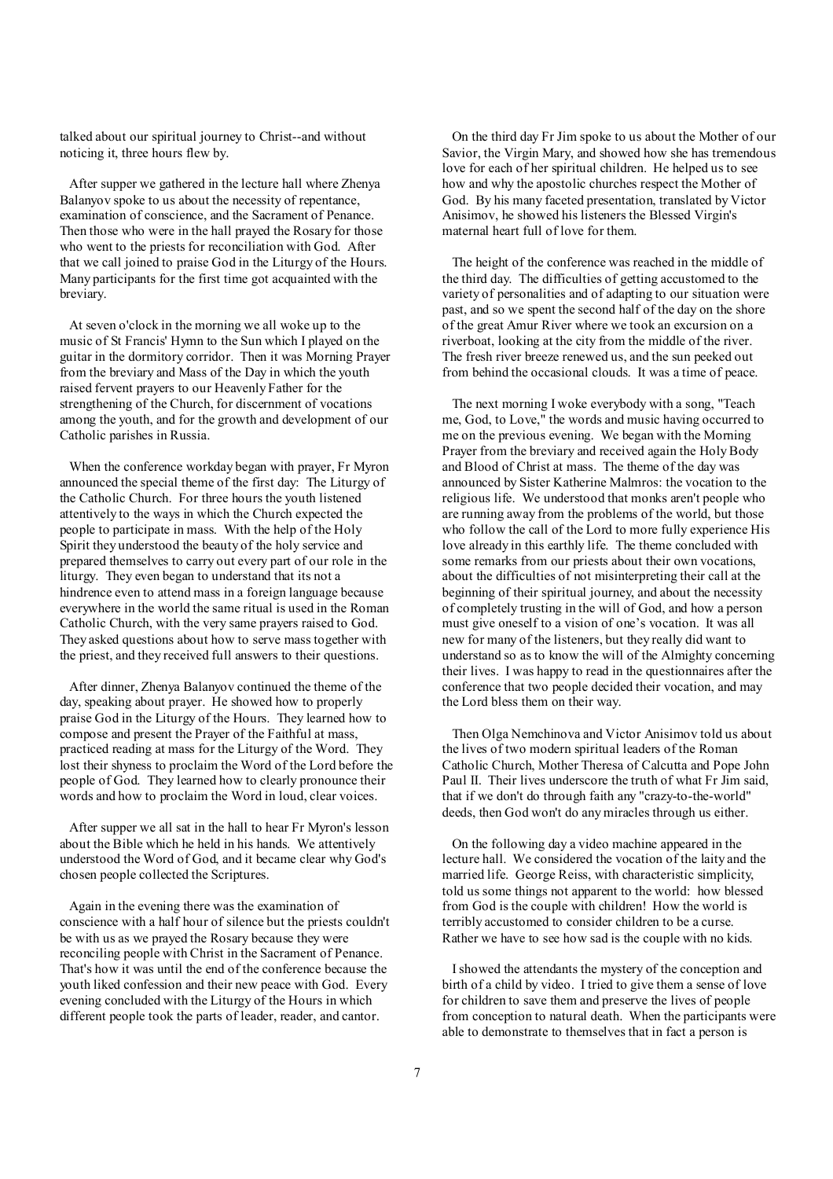talked about our spiritual journey to Christ--and without noticing it, three hours flew by.

After supper we gathered in the lecture hall where Zhenya Balanyov spoke to us about the necessity of repentance, examination of conscience, and the Sacrament of Penance. Then those who were in the hall prayed the Rosary for those who went to the priests for reconciliation with God. After that we call joined to praise God in the Liturgy of the Hours. Many participants for the first time got acquainted with the breviary.

At seven o'clock in the morning we all woke up to the music of St Francis' Hymn to the Sun which I played on the guitar in the dormitory corridor. Then it was Morning Prayer from the breviary and Mass of the Day in which the youth raised fervent prayers to our Heavenly Father for the strengthening of the Church, for discernment of vocations among the youth, and for the growth and development of our Catholic parishes in Russia.

When the conference workday began with prayer, Fr Myron announced the special theme of the first day: The Liturgy of the Catholic Church. For three hours the youth listened attentively to the ways in which the Church expected the people to participate in mass. With the help of the Holy Spirit they understood the beauty of the holy service and prepared themselves to carry out every part of our role in the liturgy. They even began to understand that its not a hindrence even to attend mass in a foreign language because everywhere in the world the same ritual is used in the Roman Catholic Church, with the very same prayers raised to God. They asked questions about how to serve mass together with the priest, and they received full answers to their questions.

After dinner, Zhenya Balanyov continued the theme of the day, speaking about prayer. He showed how to properly praise God in the Liturgy of the Hours. They learned how to compose and present the Prayer of the Faithful at mass, practiced reading at mass for the Liturgy of the Word. They lost their shyness to proclaim the Word of the Lord before the people of God. They learned how to clearly pronounce their words and how to proclaim the Word in loud, clear voices.

After supper we all sat in the hall to hear Fr Myron's lesson about the Bible which he held in his hands. We attentively understood the Word of God, and it became clear why God's chosen people collected the Scriptures.

Again in the evening there was the examination of conscience with a half hour of silence but the priests couldn't be with us as we prayed the Rosary because they were reconciling people with Christ in the Sacrament of Penance. That's how it was until the end of the conference because the youth liked confession and their new peace with God. Every evening concluded with the Liturgy of the Hours in which different people took the parts of leader, reader, and cantor.

On the third day Fr Jim spoke to us about the Mother of our Savior, the Virgin Mary, and showed how she has tremendous love for each of her spiritual children. He helped us to see how and why the apostolic churches respect the Mother of God. By his many faceted presentation, translated by Victor Anisimov, he showed his listeners the Blessed Virgin's maternal heart full of love for them.

The height of the conference was reached in the middle of the third day. The difficulties of getting accustomed to the variety of personalities and of adapting to our situation were past, and so we spent the second half of the day on the shore of the great Amur River where we took an excursion on a riverboat, looking at the city from the middle of the river. The fresh river breeze renewed us, and the sun peeked out from behind the occasional clouds. It was a time of peace.

The next morning I woke everybody with a song, "Teach me, God, to Love," the words and music having occurred to me on the previous evening. We began with the Morning Prayer from the breviary and received again the Holy Body and Blood of Christ at mass. The theme of the day was announced by Sister Katherine Malmros: the vocation to the religious life. We understood that monks aren't people who are running away from the problems of the world, but those who follow the call of the Lord to more fully experience His love already in this earthly life. The theme concluded with some remarks from our priests about their own vocations, about the difficulties of not misinterpreting their call at the beginning of their spiritual journey, and about the necessity of completely trusting in the will of God, and how a person must give oneself to a vision of one's vocation. It was all new for many of the listeners, but they really did want to understand so as to know the will of the Almighty concerning their lives. I was happy to read in the questionnaires after the conference that two people decided their vocation, and may the Lord bless them on their way.

Then Olga Nemchinova and Victor Anisimov told us about the lives of two modern spiritual leaders of the Roman Catholic Church, Mother Theresa of Calcutta and Pope John Paul II. Their lives underscore the truth of what Fr Jim said, that if we don't do through faith any "crazy-to-the-world" deeds, then God won't do any miracles through us either.

On the following day a video machine appeared in the lecture hall. We considered the vocation of the laity and the married life. George Reiss, with characteristic simplicity, told us some things not apparent to the world: how blessed from God is the couple with children! How the world is terribly accustomed to consider children to be a curse. Rather we have to see how sad is the couple with no kids.

I showed the attendants the mystery of the conception and birth of a child by video. I tried to give them a sense of love for children to save them and preserve the lives of people from conception to natural death. When the participants were able to demonstrate to themselves that in fact a person is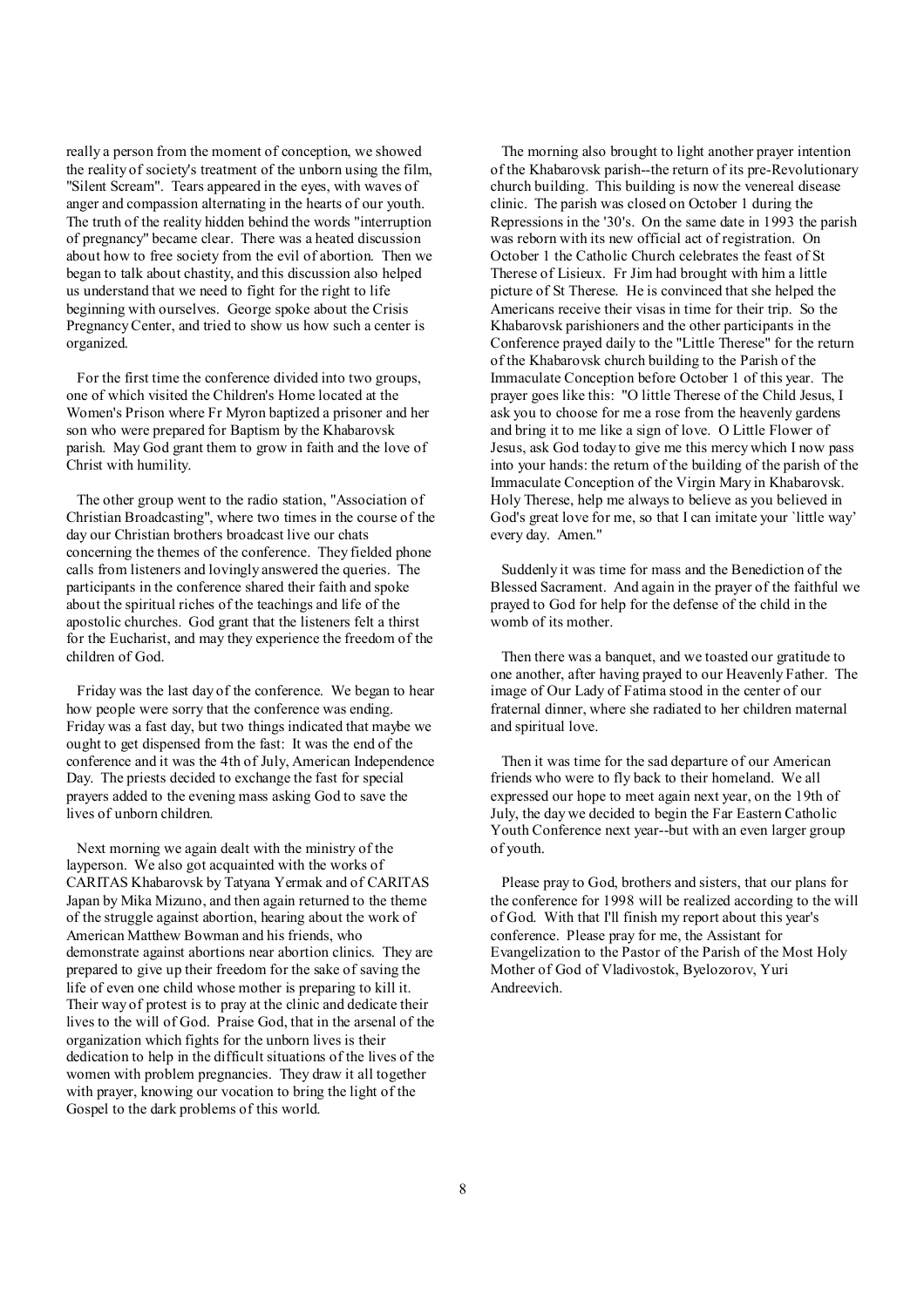really a person from the moment of conception, we showed the reality of society's treatment of the unborn using the film, "Silent Scream". Tears appeared in the eyes, with waves of anger and compassion alternating in the hearts of our youth. The truth of the reality hidden behind the words "interruption of pregnancy" became clear. There was a heated discussion about how to free society from the evil of abortion. Then we began to talk about chastity, and this discussion also helped us understand that we need to fight for the right to life beginning with ourselves. George spoke about the Crisis Pregnancy Center, and tried to show us how such a center is organized.

For the first time the conference divided into two groups, one of which visited the Children's Home located at the Women's Prison where Fr Myron baptized a prisoner and her son who were prepared for Baptism by the Khabarovsk parish. May God grant them to grow in faith and the love of Christ with humility.

The other group went to the radio station, "Association of Christian Broadcasting", where two times in the course of the day our Christian brothers broadcast live our chats concerning the themes of the conference. They fielded phone calls from listeners and lovingly answered the queries. The participants in the conference shared their faith and spoke about the spiritual riches of the teachings and life of the apostolic churches. God grant that the listeners felt a thirst for the Eucharist, and may they experience the freedom of the children of God.

Friday was the last day of the conference. We began to hear how people were sorry that the conference was ending. Friday was a fast day, but two things indicated that maybe we ought to get dispensed from the fast: It was the end of the conference and it was the 4th of July, American Independence Day. The priests decided to exchange the fast for special prayers added to the evening mass asking God to save the lives of unborn children.

Next morning we again dealt with the ministry of the layperson. We also got acquainted with the works of CARITAS Khabarovsk by Tatyana Yermak and of CARITAS Japan by Mika Mizuno, and then again returned to the theme of the struggle against abortion, hearing about the work of American Matthew Bowman and his friends, who demonstrate against abortions near abortion clinics. They are prepared to give up their freedom for the sake of saving the life of even one child whose mother is preparing to kill it. Their way of protest is to pray at the clinic and dedicate their lives to the will of God. Praise God, that in the arsenal of the organization which fights for the unborn lives is their dedication to help in the difficult situations of the lives of the women with problem pregnancies. They draw it all together with prayer, knowing our vocation to bring the light of the Gospel to the dark problems of this world.

The morning also brought to light another prayer intention of the Khabarovsk parish--the return of its pre-Revolutionary church building. This building is now the venereal disease clinic. The parish was closed on October 1 during the Repressions in the '30's. On the same date in 1993 the parish was reborn with its new official act of registration. On October 1 the Catholic Church celebrates the feast of St Therese of Lisieux. Fr Jim had brought with him a little picture of St Therese. He is convinced that she helped the Americans receive their visas in time for their trip. So the Khabarovsk parishioners and the other participants in the Conference prayed daily to the "Little Therese" for the return of the Khabarovsk church building to the Parish of the Immaculate Conception before October 1 of this year. The prayer goes like this: "O little Therese of the Child Jesus, I ask you to choose for me a rose from the heavenly gardens and bring it to me like a sign of love. O Little Flower of Jesus, ask God today to give me this mercy which I now pass into your hands: the return of the building of the parish of the Immaculate Conception of the Virgin Mary in Khabarovsk. Holy Therese, help me always to believe as you believed in God's great love for me, so that I can imitate your `little way' every day. Amen."

Suddenly it was time for mass and the Benediction of the Blessed Sacrament. And again in the prayer of the faithful we prayed to God for help for the defense of the child in the womb of its mother.

Then there was a banquet, and we toasted our gratitude to one another, after having prayed to our Heavenly Father. The image of Our Lady of Fatima stood in the center of our fraternal dinner, where she radiated to her children maternal and spiritual love.

Then it was time for the sad departure of our American friends who were to fly back to their homeland. We all expressed our hope to meet again next year, on the 19th of July, the day we decided to begin the Far Eastern Catholic Youth Conference next year--but with an even larger group of youth.

Please pray to God, brothers and sisters, that our plans for the conference for 1998 will be realized according to the will of God. With that I'll finish my report about this year's conference. Please pray for me, the Assistant for Evangelization to the Pastor of the Parish of the Most Holy Mother of God of Vladivostok, Byelozorov, Yuri Andreevich.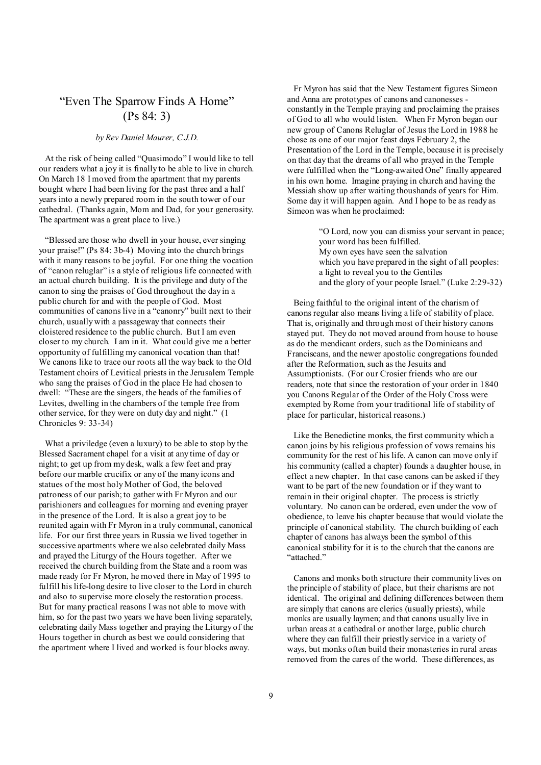# "Even The Sparrow Finds A Home" (Ps 84: 3)

*by Rev Daniel Maurer, C.J.D.*

At the risk of being called "Quasimodo" I would like to tell our readers what a joy it is finally to be able to live in church. On March 18 I moved from the apartment that my parents bought where I had been living for the past three and a half years into a newly prepared room in the south tower of our cathedral. (Thanks again, Mom and Dad, for your generosity. The apartment was a great place to live.)

"Blessed are those who dwell in your house, ever singing your praise!" (Ps 84: 3b-4) Moving into the church brings with it many reasons to be joyful. For one thing the vocation of "canon reluglar" is a style of religious life connected with an actual church building. It is the privilege and duty of the canon to sing the praises of God throughout the day in a public church for and with the people of God. Most communities of canons live in a "canonry" built next to their church, usually with a passageway that connects their cloistered residence to the public church. But I am even closer to my church. I am in it. What could give me a better opportunity of fulfilling my canonical vocation than that! We canons like to trace our roots all the way back to the Old Testament choirs of Levitical priests in the Jerusalem Temple who sang the praises of God in the place He had chosen to dwell: "These are the singers, the heads of the families of Levites, dwelling in the chambers of the temple free from other service, for they were on duty day and night." (1 Chronicles 9: 33-34)

What a priviledge (even a luxury) to be able to stop by the Blessed Sacrament chapel for a visit at any time of day or night; to get up from my desk, walk a few feet and pray before our marble crucifix or any of the many icons and statues of the most holy Mother of God, the beloved patroness of our parish; to gather with Fr Myron and our parishioners and colleagues for morning and evening prayer in the presence of the Lord. It is also a great joy to be reunited again with Fr Myron in a truly communal, canonical life. For our first three years in Russia we lived together in successive apartments where we also celebrated daily Mass and prayed the Liturgy of the Hours together. After we received the church building from the State and a room was made ready for Fr Myron, he moved there in May of 1995 to fulfill his life-long desire to live closer to the Lord in church and also to supervise more closely the restoration process. But for many practical reasons I was not able to move with him, so for the past two years we have been living separately, celebrating daily Mass together and praying the Liturgy of the Hours together in church as best we could considering that the apartment where I lived and worked is four blocks away.

Fr Myron has said that the New Testament figures Simeon and Anna are prototypes of canons and canonesses - constantly in the Temple praying and proclaiming the praises of God to all who would listen. When Fr Myron began our new group of Canons Reluglar of Jesus the Lord in 1988 he chose as one of our major feast days February 2, the Presentation of the Lord in the Temple, because it is precisely on that day that the dreams of all who prayed in the Temple were fulfilled when the "Long-awaited One" finally appeared in his own home. Imagine praying in church and having the Messiah show up after waiting thoushands of years for Him. Some day it will happen again. And I hope to be as ready as Simeon was when he proclaimed:

> "O Lord, now you can dismiss your servant in peace;
> your word has been fulfilled.
> My own eyes have seen the salvation
> which you have prepared in the sight of all peoples:
> a light to reveal you to the Gentiles
> and the glory of your people Israel." (Luke 2:29-32)

Being faithful to the original intent of the charism of canons regular also means living a life of stability of place. That is, originally and through most of their history canons stayed put. They do not moved around from house to house as do the mendicant orders, such as the Dominicans and Franciscans, and the newer apostolic congregations founded after the Reformation, such as the Jesuits and Assumptionists. (For our Crosier friends who are our readers, note that since the restoration of your order in 1840 you Canons Regular of the Order of the Holy Cross were exempted by Rome from your traditional life of stability of place for particular, historical reasons.)

Like the Benedictine monks, the first community which a canon joins by his religious profession of vows remains his community for the rest of his life. A canon can move only if his community (called a chapter) founds a daughter house, in effect a new chapter. In that case canons can be asked if they want to be part of the new foundation or if they want to remain in their original chapter. The process is strictly voluntary. No canon can be ordered, even under the vow of obedience, to leave his chapter because that would violate the principle of canonical stability. The church building of each chapter of canons has always been the symbol of this canonical stability for it is to the church that the canons are "attached."

Canons and monks both structure their community lives on the principle of stability of place, but their charisms are not identical. The original and defining differences between them are simply that canons are clerics (usually priests), while monks are usually laymen; and that canons usually live in urban areas at a cathedral or another large, public church where they can fulfill their priestly service in a variety of ways, but monks often build their monasteries in rural areas removed from the cares of the world. These differences, as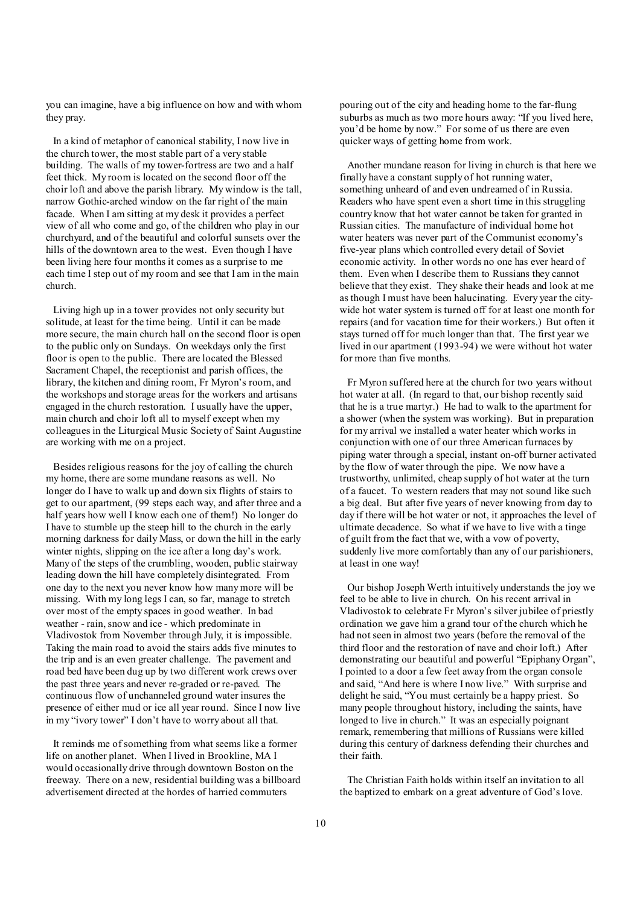you can imagine, have a big influence on how and with whom they pray.

In a kind of metaphor of canonical stability, I now live in the church tower, the most stable part of a very stable building. The walls of my tower-fortress are two and a half feet thick. My room is located on the second floor off the choir loft and above the parish library. My window is the tall, narrow Gothic-arched window on the far right of the main facade. When I am sitting at my desk it provides a perfect view of all who come and go, of the children who play in our churchyard, and of the beautiful and colorful sunsets over the hills of the downtown area to the west. Even though I have been living here four months it comes as a surprise to me each time I step out of my room and see that I am in the main church.

Living high up in a tower provides not only security but solitude, at least for the time being. Until it can be made more secure, the main church hall on the second floor is open to the public only on Sundays. On weekdays only the first floor is open to the public. There are located the Blessed Sacrament Chapel, the receptionist and parish offices, the library, the kitchen and dining room, Fr Myron's room, and the workshops and storage areas for the workers and artisans engaged in the church restoration. I usually have the upper, main church and choir loft all to myself except when my colleagues in the Liturgical Music Society of Saint Augustine are working with me on a project.

Besides religious reasons for the joy of calling the church my home, there are some mundane reasons as well. No longer do I have to walk up and down six flights of stairs to get to our apartment, (99 steps each way, and after three and a half years how well I know each one of them!) No longer do I have to stumble up the steep hill to the church in the early morning darkness for daily Mass, or down the hill in the early winter nights, slipping on the ice after a long day's work. Many of the steps of the crumbling, wooden, public stairway leading down the hill have completely disintegrated. From one day to the next you never know how many more will be missing. With my long legs I can, so far, manage to stretch over most of the empty spaces in good weather. In bad weather - rain, snow and ice - which predominate in Vladivostok from November through July, it is impossible. Taking the main road to avoid the stairs adds five minutes to the trip and is an even greater challenge. The pavement and road bed have been dug up by two different work crews over the past three years and never re-graded or re-paved. The continuous flow of unchanneled ground water insures the presence of either mud or ice all year round. Since I now live in my "ivory tower" I don't have to worry about all that.

It reminds me of something from what seems like a former life on another planet. When I lived in Brookline, MA I would occasionally drive through downtown Boston on the freeway. There on a new, residential building was a billboard advertisement directed at the hordes of harried commuters pouring out of the city and heading home to the far-flung suburbs as much as two more hours away: "If you lived here, you'd be home by now." For some of us there are even quicker ways of getting home from work.

Another mundane reason for living in church is that here we finally have a constant supply of hot running water, something unheard of and even undreamed of in Russia. Readers who have spent even a short time in this struggling country know that hot water cannot be taken for granted in Russian cities. The manufacture of individual home hot water heaters was never part of the Communist economy's five-year plans which controlled every detail of Soviet economic activity. In other words no one has ever heard of them. Even when I describe them to Russians they cannot believe that they exist. They shake their heads and look at me as though I must have been halucinating. Every year the city-wide hot water system is turned off for at least one month for repairs (and for vacation time for their workers.) But often it stays turned off for much longer than that. The first year we lived in our apartment (1993-94) we were without hot water for more than five months.

Fr Myron suffered here at the church for two years without hot water at all. (In regard to that, our bishop recently said that he is a true martyr.) He had to walk to the apartment for a shower (when the system was working). But in preparation for my arrival we installed a water heater which works in conjunction with one of our three American furnaces by piping water through a special, instant on-off burner activated by the flow of water through the pipe. We now have a trustworthy, unlimited, cheap supply of hot water at the turn of a faucet. To western readers that may not sound like such a big deal. But after five years of never knowing from day to day if there will be hot water or not, it approaches the level of ultimate decadence. So what if we have to live with a tinge of guilt from the fact that we, with a vow of poverty, suddenly live more comfortably than any of our parishioners, at least in one way!

Our bishop Joseph Werth intuitively understands the joy we feel to be able to live in church. On his recent arrival in Vladivostok to celebrate Fr Myron's silver jubilee of priestly ordination we gave him a grand tour of the church which he had not seen in almost two years (before the removal of the third floor and the restoration of nave and choir loft.) After demonstrating our beautiful and powerful "Epiphany Organ", I pointed to a door a few feet away from the organ console and said, "And here is where I now live." With surprise and delight he said, "You must certainly be a happy priest. So many people throughout history, including the saints, have longed to live in church." It was an especially poignant remark, remembering that millions of Russians were killed during this century of darkness defending their churches and their faith.

The Christian Faith holds within itself an invitation to all the baptized to embark on a great adventure of God's love.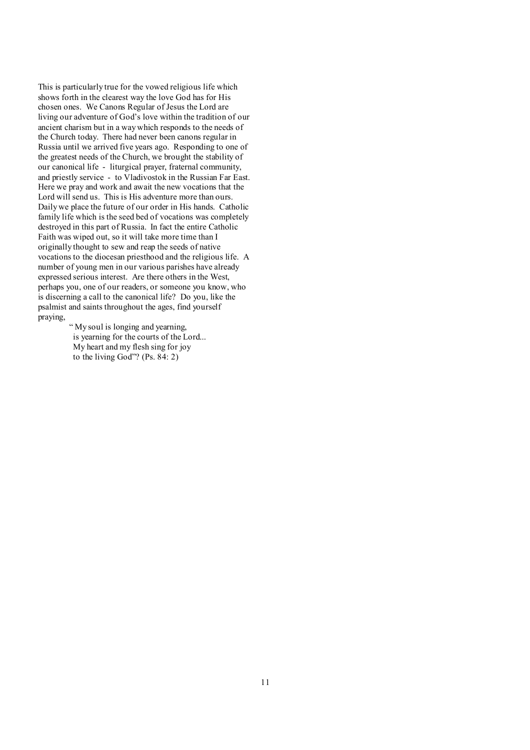This is particularly true for the vowed religious life which shows forth in the clearest way the love God has for His chosen ones. We Canons Regular of Jesus the Lord are living our adventure of God's love within the tradition of our ancient charism but in a way which responds to the needs of the Church today. There had never been canons regular in Russia until we arrived five years ago. Responding to one of the greatest needs of the Church, we brought the stability of our canonical life - liturgical prayer, fraternal community, and priestly service - to Vladivostok in the Russian Far East. Here we pray and work and await the new vocations that the Lord will send us. This is His adventure more than ours. Daily we place the future of our order in His hands. Catholic family life which is the seed bed of vocations was completely destroyed in this part of Russia. In fact the entire Catholic Faith was wiped out, so it will take more time than I originally thought to sew and reap the seeds of native vocations to the diocesan priesthood and the religious life. A number of young men in our various parishes have already expressed serious interest. Are there others in the West, perhaps you, one of our readers, or someone you know, who is discerning a call to the canonical life? Do you, like the psalmist and saints throughout the ages, find yourself praying,

> " My soul is longing and yearning,
> is yearning for the courts of the Lord...
> My heart and my flesh sing for joy
> to the living God"? (Ps. 84: 2)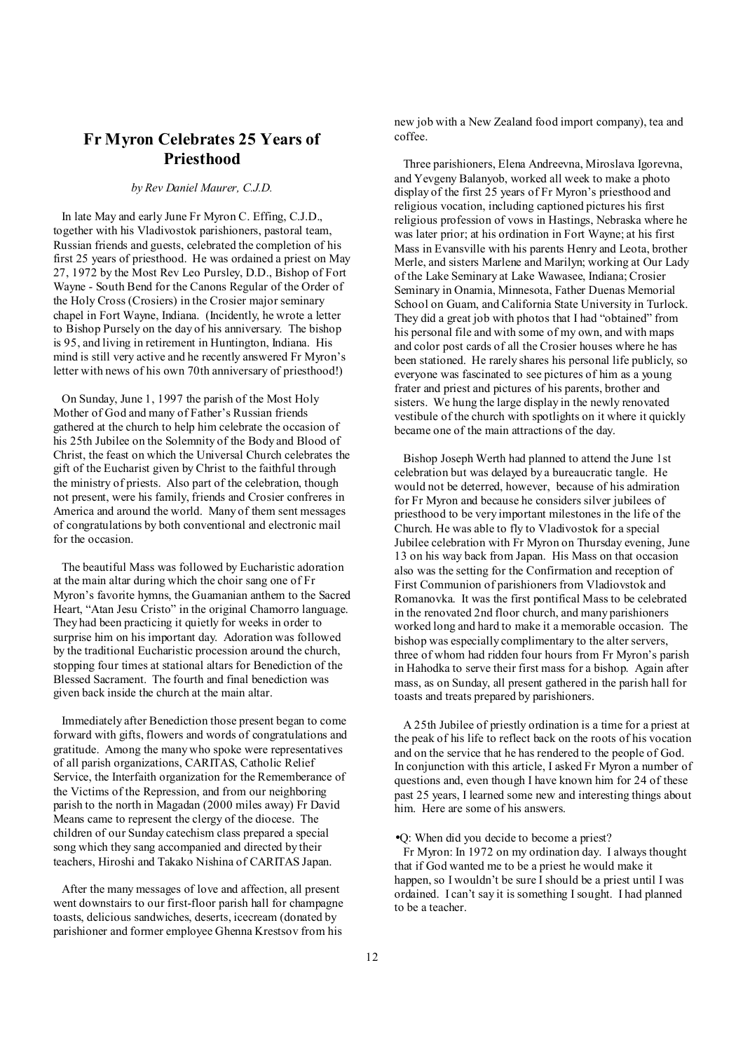## Fr Myron Celebrates 25 Years of Priesthood

*by Rev Daniel Maurer, C.J.D.*

In late May and early June Fr Myron C. Effing, C.J.D., together with his Vladivostok parishioners, pastoral team, Russian friends and guests, celebrated the completion of his first 25 years of priesthood. He was ordained a priest on May 27, 1972 by the Most Rev Leo Pursley, D.D., Bishop of Fort Wayne - South Bend for the Canons Regular of the Order of the Holy Cross (Crosiers) in the Crosier major seminary chapel in Fort Wayne, Indiana. (Incidently, he wrote a letter to Bishop Pursely on the day of his anniversary. The bishop is 95, and living in retirement in Huntington, Indiana. His mind is still very active and he recently answered Fr Myron's letter with news of his own 70th anniversary of priesthood!)

On Sunday, June 1, 1997 the parish of the Most Holy Mother of God and many of Father's Russian friends gathered at the church to help him celebrate the occasion of his 25th Jubilee on the Solemnity of the Body and Blood of Christ, the feast on which the Universal Church celebrates the gift of the Eucharist given by Christ to the faithful through the ministry of priests. Also part of the celebration, though not present, were his family, friends and Crosier confreres in America and around the world. Many of them sent messages of congratulations by both conventional and electronic mail for the occasion.

The beautiful Mass was followed by Eucharistic adoration at the main altar during which the choir sang one of Fr Myron's favorite hymns, the Guamanian anthem to the Sacred Heart, "Atan Jesu Cristo" in the original Chamorro language. They had been practicing it quietly for weeks in order to surprise him on his important day. Adoration was followed by the traditional Eucharistic procession around the church, stopping four times at stational altars for Benediction of the Blessed Sacrament. The fourth and final benediction was given back inside the church at the main altar.

Immediately after Benediction those present began to come forward with gifts, flowers and words of congratulations and gratitude. Among the many who spoke were representatives of all parish organizations, CARITAS, Catholic Relief Service, the Interfaith organization for the Rememberance of the Victims of the Repression, and from our neighboring parish to the north in Magadan (2000 miles away) Fr David Means came to represent the clergy of the diocese. The children of our Sunday catechism class prepared a special song which they sang accompanied and directed by their teachers, Hiroshi and Takako Nishina of CARITAS Japan.

After the many messages of love and affection, all present went downstairs to our first-floor parish hall for champagne toasts, delicious sandwiches, deserts, icecream (donated by parishioner and former employee Ghenna Krestsov from his new job with a New Zealand food import company), tea and coffee.

Three parishioners, Elena Andreevna, Miroslava Igorevna, and Yevgeny Balanyob, worked all week to make a photo display of the first 25 years of Fr Myron's priesthood and religious vocation, including captioned pictures his first religious profession of vows in Hastings, Nebraska where he was later prior; at his ordination in Fort Wayne; at his first Mass in Evansville with his parents Henry and Leota, brother Merle, and sisters Marlene and Marilyn; working at Our Lady of the Lake Seminary at Lake Wawasee, Indiana; Crosier Seminary in Onamia, Minnesota, Father Duenas Memorial School on Guam, and California State University in Turlock. They did a great job with photos that I had "obtained" from his personal file and with some of my own, and with maps and color post cards of all the Crosier houses where he has been stationed. He rarely shares his personal life publicly, so everyone was fascinated to see pictures of him as a young frater and priest and pictures of his parents, brother and sisters. We hung the large display in the newly renovated vestibule of the church with spotlights on it where it quickly became one of the main attractions of the day.

Bishop Joseph Werth had planned to attend the June 1st celebration but was delayed by a bureaucratic tangle. He would not be deterred, however, because of his admiration for Fr Myron and because he considers silver jubilees of priesthood to be very important milestones in the life of the Church. He was able to fly to Vladivostok for a special Jubilee celebration with Fr Myron on Thursday evening, June 13 on his way back from Japan. His Mass on that occasion also was the setting for the Confirmation and reception of First Communion of parishioners from Vladiovstok and Romanovka. It was the first pontifical Mass to be celebrated in the renovated 2nd floor church, and many parishioners worked long and hard to make it a memorable occasion. The bishop was especially complimentary to the alter servers, three of whom had ridden four hours from Fr Myron's parish in Hahodka to serve their first mass for a bishop. Again after mass, as on Sunday, all present gathered in the parish hall for toasts and treats prepared by parishioners.

A 25th Jubilee of priestly ordination is a time for a priest at the peak of his life to reflect back on the roots of his vocation and on the service that he has rendered to the people of God. In conjunction with this article, I asked Fr Myron a number of questions and, even though I have known him for 24 of these past 25 years, I learned some new and interesting things about him. Here are some of his answers.

- Q: When did you decide to become a priest?

Fr Myron: In 1972 on my ordination day. I always thought that if God wanted me to be a priest he would make it happen, so I wouldn't be sure I should be a priest until I was ordained. I can't say it is something I sought. I had planned to be a teacher.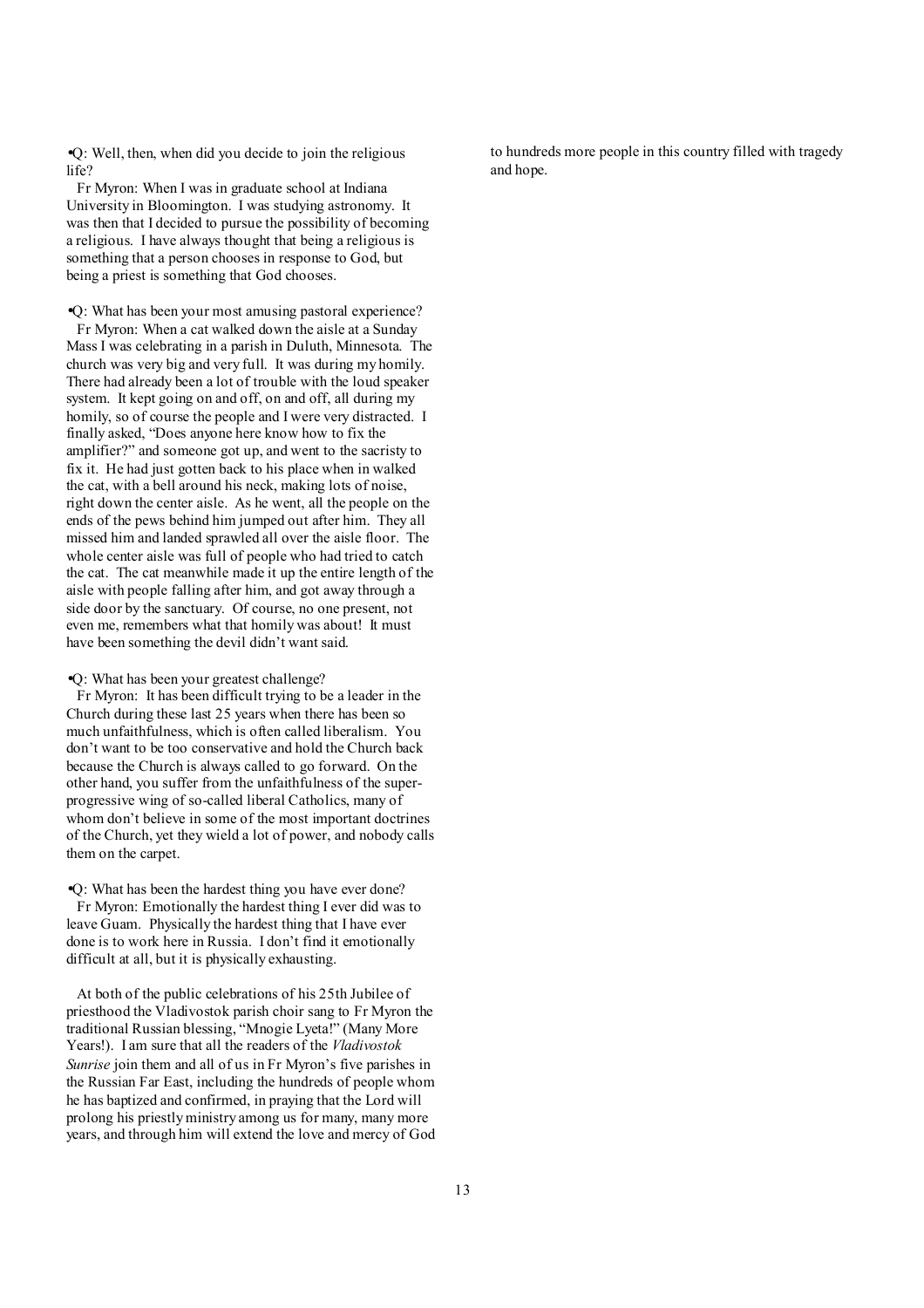•Q: Well, then, when did you decide to join the religious life?

Fr Myron: When I was in graduate school at Indiana University in Bloomington. I was studying astronomy. It was then that I decided to pursue the possibility of becoming a religious. I have always thought that being a religious is something that a person chooses in response to God, but being a priest is something that God chooses.

•Q: What has been your most amusing pastoral experience?

Fr Myron: When a cat walked down the aisle at a Sunday Mass I was celebrating in a parish in Duluth, Minnesota. The church was very big and very full. It was during my homily. There had already been a lot of trouble with the loud speaker system. It kept going on and off, on and off, all during my homily, so of course the people and I were very distracted. I finally asked, "Does anyone here know how to fix the amplifier?" and someone got up, and went to the sacristy to fix it. He had just gotten back to his place when in walked the cat, with a bell around his neck, making lots of noise, right down the center aisle. As he went, all the people on the ends of the pews behind him jumped out after him. They all missed him and landed sprawled all over the aisle floor. The whole center aisle was full of people who had tried to catch the cat. The cat meanwhile made it up the entire length of the aisle with people falling after him, and got away through a side door by the sanctuary. Of course, no one present, not even me, remembers what that homily was about! It must have been something the devil didn't want said.

•Q: What has been your greatest challenge?

Fr Myron: It has been difficult trying to be a leader in the Church during these last 25 years when there has been so much unfaithfulness, which is often called liberalism. You don't want to be too conservative and hold the Church back because the Church is always called to go forward. On the other hand, you suffer from the unfaithfulness of the super-progressive wing of so-called liberal Catholics, many of whom don't believe in some of the most important doctrines of the Church, yet they wield a lot of power, and nobody calls them on the carpet.

•Q: What has been the hardest thing you have ever done?

Fr Myron: Emotionally the hardest thing I ever did was to leave Guam. Physically the hardest thing that I have ever done is to work here in Russia. I don't find it emotionally difficult at all, but it is physically exhausting.

At both of the public celebrations of his 25th Jubilee of priesthood the Vladivostok parish choir sang to Fr Myron the traditional Russian blessing, "Mnogie Lyeta!" (Many More Years!). I am sure that all the readers of the *Vladivostok Sunrise* join them and all of us in Fr Myron's five parishes in the Russian Far East, including the hundreds of people whom he has baptized and confirmed, in praying that the Lord will prolong his priestly ministry among us for many, many more years, and through him will extend the love and mercy of God to hundreds more people in this country filled with tragedy and hope.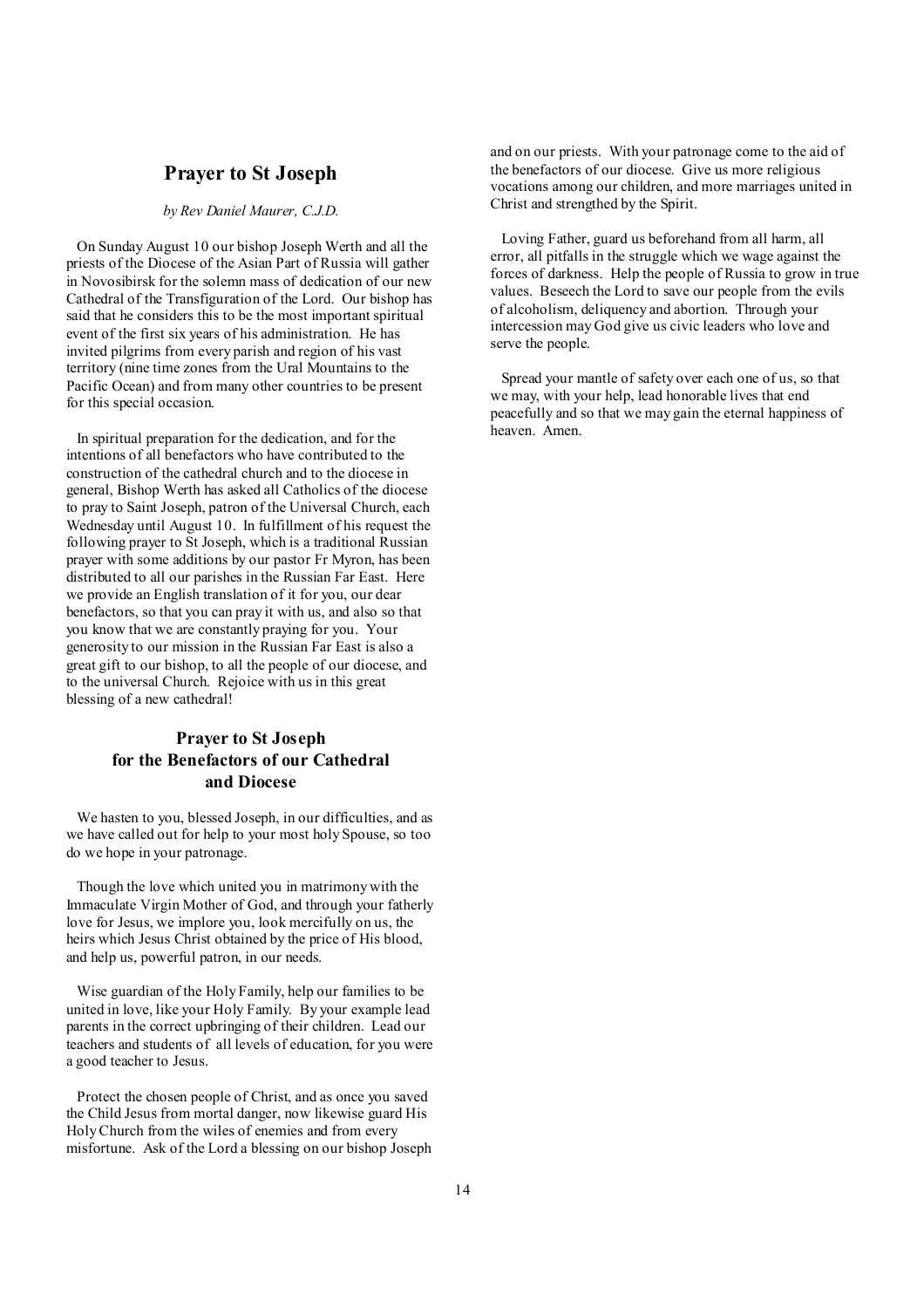## Prayer to St Joseph

*by Rev Daniel Maurer, C.J.D.*

On Sunday August 10 our bishop Joseph Werth and all the priests of the Diocese of the Asian Part of Russia will gather in Novosibirsk for the solemn mass of dedication of our new Cathedral of the Transfiguration of the Lord. Our bishop has said that he considers this to be the most important spiritual event of the first six years of his administration. He has invited pilgrims from every parish and region of his vast territory (nine time zones from the Ural Mountains to the Pacific Ocean) and from many other countries to be present for this special occasion.

In spiritual preparation for the dedication, and for the intentions of all benefactors who have contributed to the construction of the cathedral church and to the diocese in general, Bishop Werth has asked all Catholics of the diocese to pray to Saint Joseph, patron of the Universal Church, each Wednesday until August 10. In fulfillment of his request the following prayer to St Joseph, which is a traditional Russian prayer with some additions by our pastor Fr Myron, has been distributed to all our parishes in the Russian Far East. Here we provide an English translation of it for you, our dear benefactors, so that you can pray it with us, and also so that you know that we are constantly praying for you. Your generosity to our mission in the Russian Far East is also a great gift to our bishop, to all the people of our diocese, and to the universal Church. Rejoice with us in this great blessing of a new cathedral!

### Prayer to St Joseph for the Benefactors of our Cathedral and Diocese

We hasten to you, blessed Joseph, in our difficulties, and as we have called out for help to your most holy Spouse, so too do we hope in your patronage.

Though the love which united you in matrimony with the Immaculate Virgin Mother of God, and through your fatherly love for Jesus, we implore you, look mercifully on us, the heirs which Jesus Christ obtained by the price of His blood, and help us, powerful patron, in our needs.

Wise guardian of the Holy Family, help our families to be united in love, like your Holy Family. By your example lead parents in the correct upbringing of their children. Lead our teachers and students of all levels of education, for you were a good teacher to Jesus.

Protect the chosen people of Christ, and as once you saved the Child Jesus from mortal danger, now likewise guard His Holy Church from the wiles of enemies and from every misfortune. Ask of the Lord a blessing on our bishop Joseph and on our priests. With your patronage come to the aid of the benefactors of our diocese. Give us more religious vocations among our children, and more marriages united in Christ and strengthed by the Spirit.

Loving Father, guard us beforehand from all harm, all error, all pitfalls in the struggle which we wage against the forces of darkness. Help the people of Russia to grow in true values. Beseech the Lord to save our people from the evils of alcoholism, deliquency and abortion. Through your intercession may God give us civic leaders who love and serve the people.

Spread your mantle of safety over each one of us, so that we may, with your help, lead honorable lives that end peacefully and so that we may gain the eternal happiness of heaven. Amen.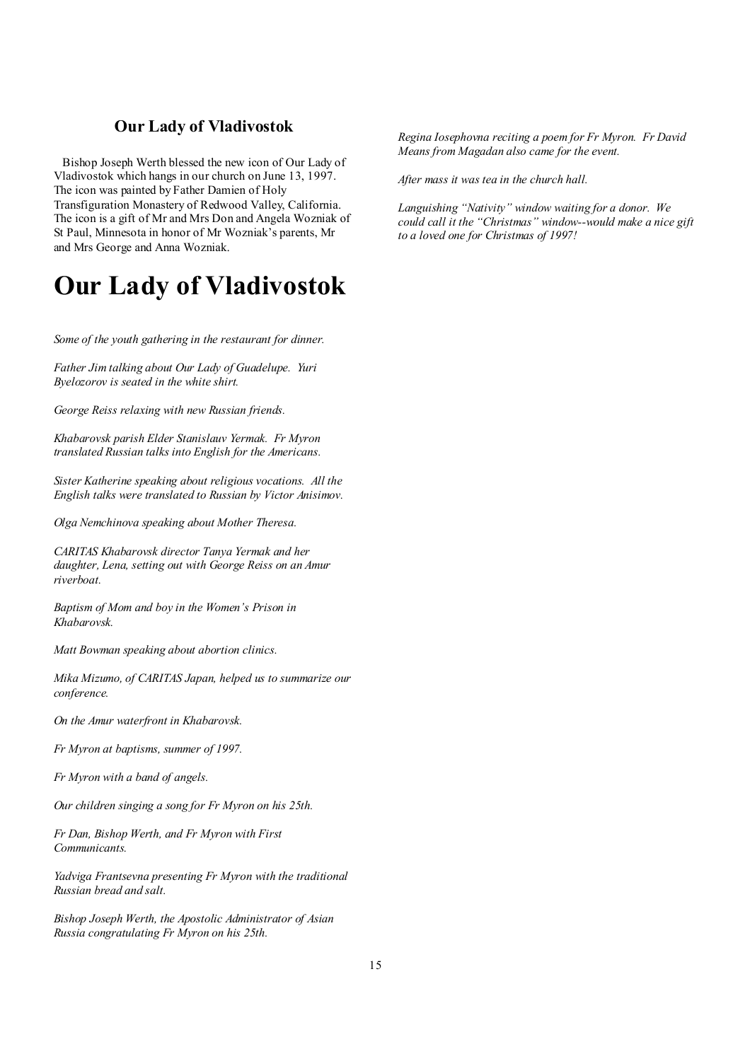### Our Lady of Vladivostok

Bishop Joseph Werth blessed the new icon of Our Lady of Vladivostok which hangs in our church on June 13, 1997. The icon was painted by Father Damien of Holy Transfiguration Monastery of Redwood Valley, California. The icon is a gift of Mr and Mrs Don and Angela Wozniak of St Paul, Minnesota in honor of Mr Wozniak's parents, Mr and Mrs George and Anna Wozniak.

# Our Lady of Vladivostok

*Some of the youth gathering in the restaurant for dinner.*

*Father Jim talking about Our Lady of Guadelupe. Yuri Byelozorov is seated in the white shirt.*

*George Reiss relaxing with new Russian friends.*

*Khabarovsk parish Elder Stanislauv Yermak. Fr Myron translated Russian talks into English for the Americans.*

*Sister Katherine speaking about religious vocations. All the English talks were translated to Russian by Victor Anisimov.*

*Olga Nemchinova speaking about Mother Theresa.*

*CARITAS Khabarovsk director Tanya Yermak and her daughter, Lena, setting out with George Reiss on an Amur riverboat.*

*Baptism of Mom and boy in the Women's Prison in Khabarovsk.*

*Matt Bowman speaking about abortion clinics.*

*Mika Mizumo, of CARITAS Japan, helped us to summarize our conference.*

*On the Amur waterfront in Khabarovsk.*

*Fr Myron at baptisms, summer of 1997.*

*Fr Myron with a band of angels.*

*Our children singing a song for Fr Myron on his 25th.*

*Fr Dan, Bishop Werth, and Fr Myron with First Communicants.*

*Yadviga Frantsevna presenting Fr Myron with the traditional Russian bread and salt.*

*Bishop Joseph Werth, the Apostolic Administrator of Asian Russia congratulating Fr Myron on his 25th.*

*Regina Iosephovna reciting a poem for Fr Myron. Fr David Means from Magadan also came for the event.*

*After mass it was tea in the church hall.*

*Languishing "Nativity" window waiting for a donor. We could call it the "Christmas" window--would make a nice gift to a loved one for Christmas of 1997!*